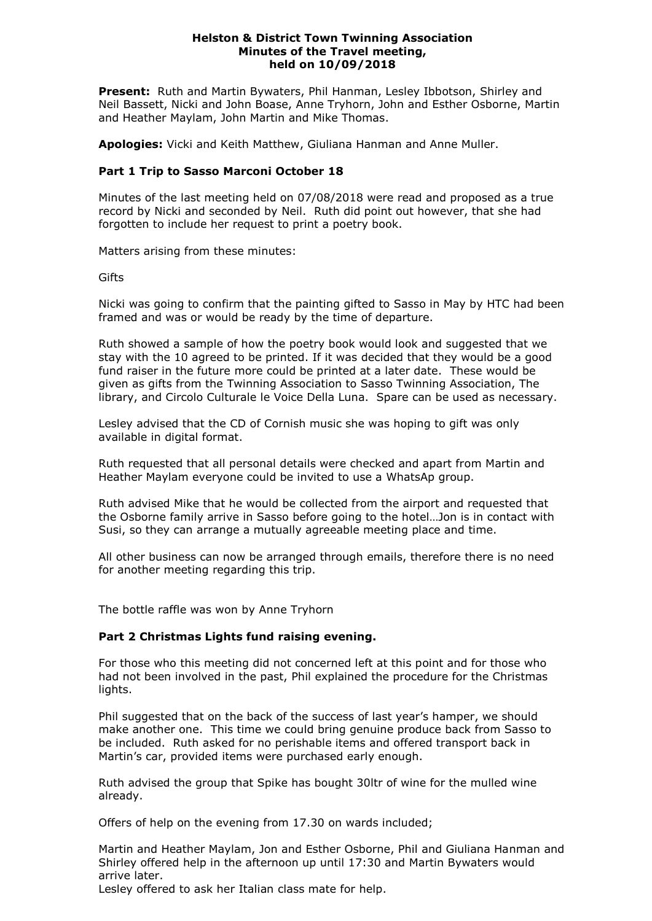**Helston & District Town Twinning Association**
**Minutes of the Travel meeting,**
**held on 10/09/2018**

**Present:** Ruth and Martin Bywaters, Phil Hanman, Lesley Ibbotson, Shirley and Neil Bassett, Nicki and John Boase, Anne Tryhorn, John and Esther Osborne, Martin and Heather Maylam, John Martin and Mike Thomas.

**Apologies:** Vicki and Keith Matthew, Giuliana Hanman and Anne Muller.

**Part 1 Trip to Sasso Marconi October 18**

Minutes of the last meeting held on 07/08/2018 were read and proposed as a true record by Nicki and seconded by Neil. Ruth did point out however, that she had forgotten to include her request to print a poetry book.

Matters arising from these minutes:

Gifts

Nicki was going to confirm that the painting gifted to Sasso in May by HTC had been framed and was or would be ready by the time of departure.

Ruth showed a sample of how the poetry book would look and suggested that we stay with the 10 agreed to be printed. If it was decided that they would be a good fund raiser in the future more could be printed at a later date. These would be given as gifts from the Twinning Association to Sasso Twinning Association, The library, and Circolo Culturale le Voice Della Luna. Spare can be used as necessary.

Lesley advised that the CD of Cornish music she was hoping to gift was only available in digital format.

Ruth requested that all personal details were checked and apart from Martin and Heather Maylam everyone could be invited to use a WhatsAp group.

Ruth advised Mike that he would be collected from the airport and requested that the Osborne family arrive in Sasso before going to the hotel…Jon is in contact with Susi, so they can arrange a mutually agreeable meeting place and time.

All other business can now be arranged through emails, therefore there is no need for another meeting regarding this trip.

The bottle raffle was won by Anne Tryhorn

**Part 2 Christmas Lights fund raising evening.**

For those who this meeting did not concerned left at this point and for those who had not been involved in the past, Phil explained the procedure for the Christmas lights.

Phil suggested that on the back of the success of last year's hamper, we should make another one. This time we could bring genuine produce back from Sasso to be included. Ruth asked for no perishable items and offered transport back in Martin's car, provided items were purchased early enough.

Ruth advised the group that Spike has bought 30ltr of wine for the mulled wine already.

Offers of help on the evening from 17.30 on wards included;

Martin and Heather Maylam, Jon and Esther Osborne, Phil and Giuliana Hanman and Shirley offered help in the afternoon up until 17:30 and Martin Bywaters would arrive later.
Lesley offered to ask her Italian class mate for help.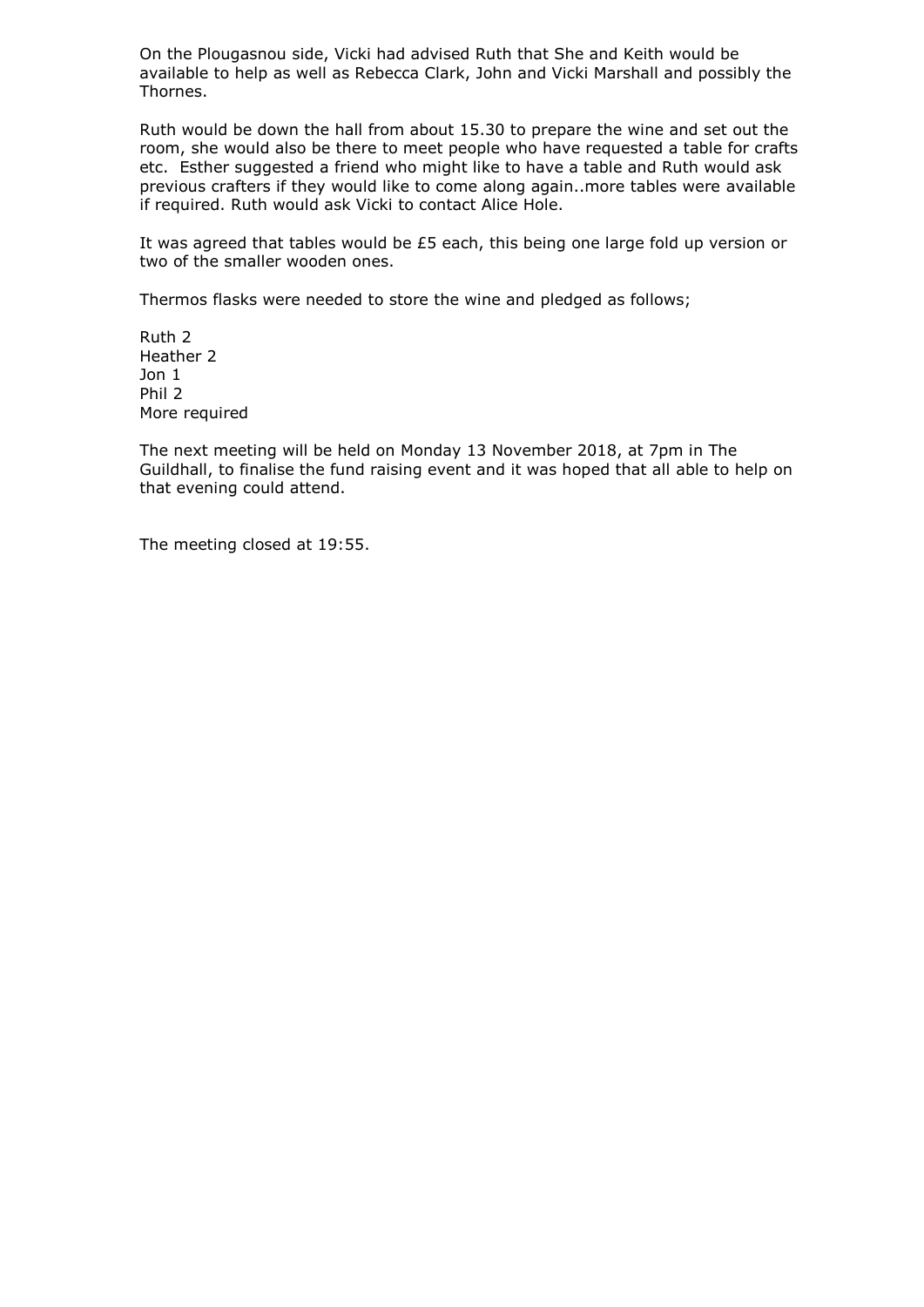On the Plougasnou side, Vicki had advised Ruth that She and Keith would be available to help as well as Rebecca Clark, John and Vicki Marshall and possibly the Thornes.

Ruth would be down the hall from about 15.30 to prepare the wine and set out the room, she would also be there to meet people who have requested a table for crafts etc. Esther suggested a friend who might like to have a table and Ruth would ask previous crafters if they would like to come along again..more tables were available if required. Ruth would ask Vicki to contact Alice Hole.

It was agreed that tables would be £5 each, this being one large fold up version or two of the smaller wooden ones.

Thermos flasks were needed to store the wine and pledged as follows;

Ruth 2
Heather 2
Jon 1
Phil 2
More required

The next meeting will be held on Monday 13 November 2018, at 7pm in The Guildhall, to finalise the fund raising event and it was hoped that all able to help on that evening could attend.

The meeting closed at 19:55.